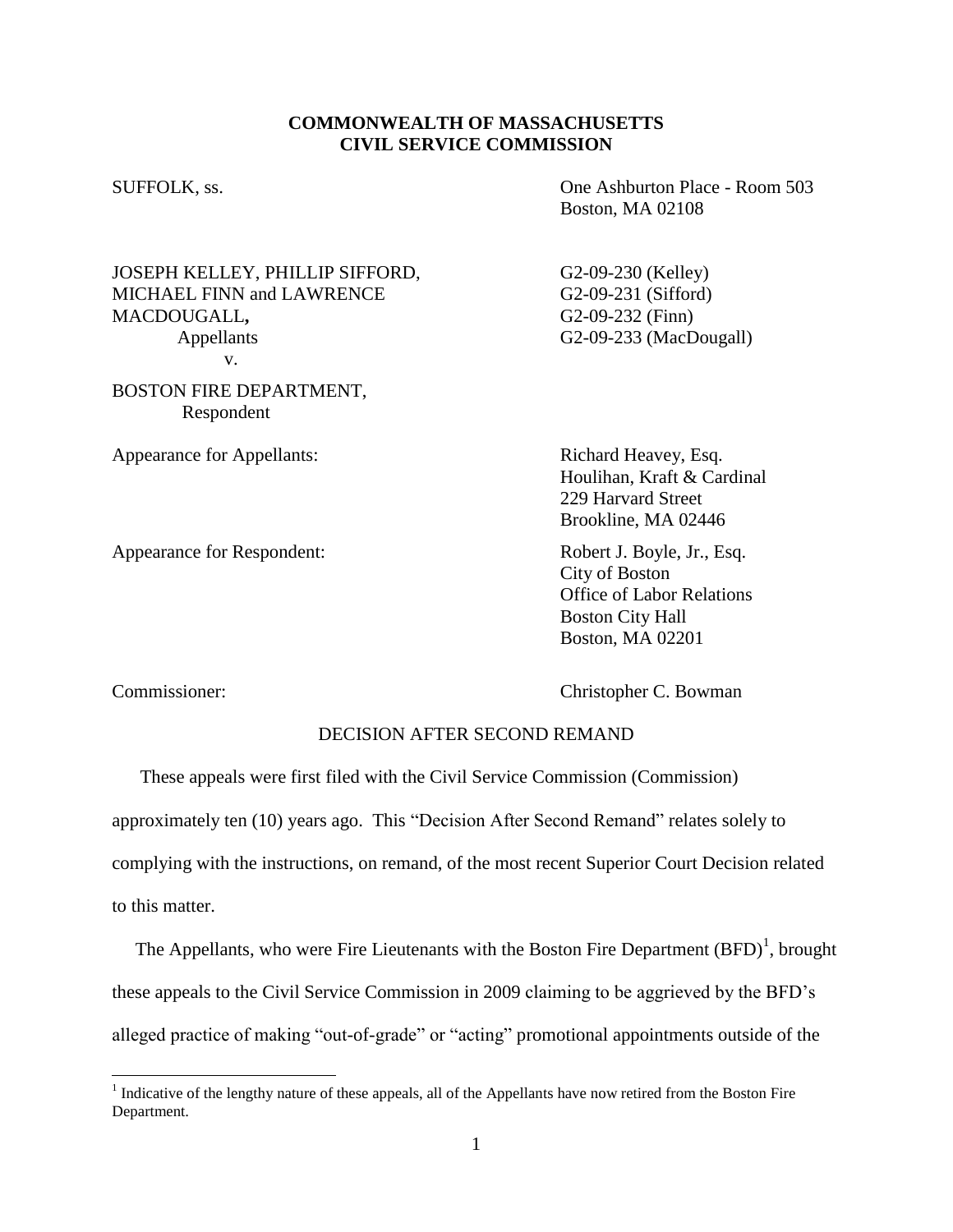**COMMONWEALTH OF MASSACHUSETTS**
**CIVIL SERVICE COMMISSION**

SUFFOLK, ss.

One Ashburton Place - Room 503
Boston, MA 02108

JOSEPH KELLEY, PHILLIP SIFFORD, MICHAEL FINN and LAWRENCE MACDOUGALL**,**
Appellants

v.

BOSTON FIRE DEPARTMENT,
Respondent

G2-09-230 (Kelley)
G2-09-231 (Sifford)
G2-09-232 (Finn)
G2-09-233 (MacDougall)

Appearance for Appellants:

Richard Heavey, Esq.
Houlihan, Kraft & Cardinal
229 Harvard Street
Brookline, MA 02446

Appearance for Respondent:

Robert J. Boyle, Jr., Esq.
City of Boston
Office of Labor Relations
Boston City Hall
Boston, MA 02201

Commissioner:

Christopher C. Bowman

DECISION AFTER SECOND REMAND

These appeals were first filed with the Civil Service Commission (Commission) approximately ten (10) years ago. This "Decision After Second Remand" relates solely to complying with the instructions, on remand, of the most recent Superior Court Decision related to this matter.

The Appellants, who were Fire Lieutenants with the Boston Fire Department (BFD)[1], brought these appeals to the Civil Service Commission in 2009 claiming to be aggrieved by the BFD's alleged practice of making "out-of-grade" or "acting" promotional appointments outside of the

---

[1] Indicative of the lengthy nature of these appeals, all of the Appellants have now retired from the Boston Fire Department.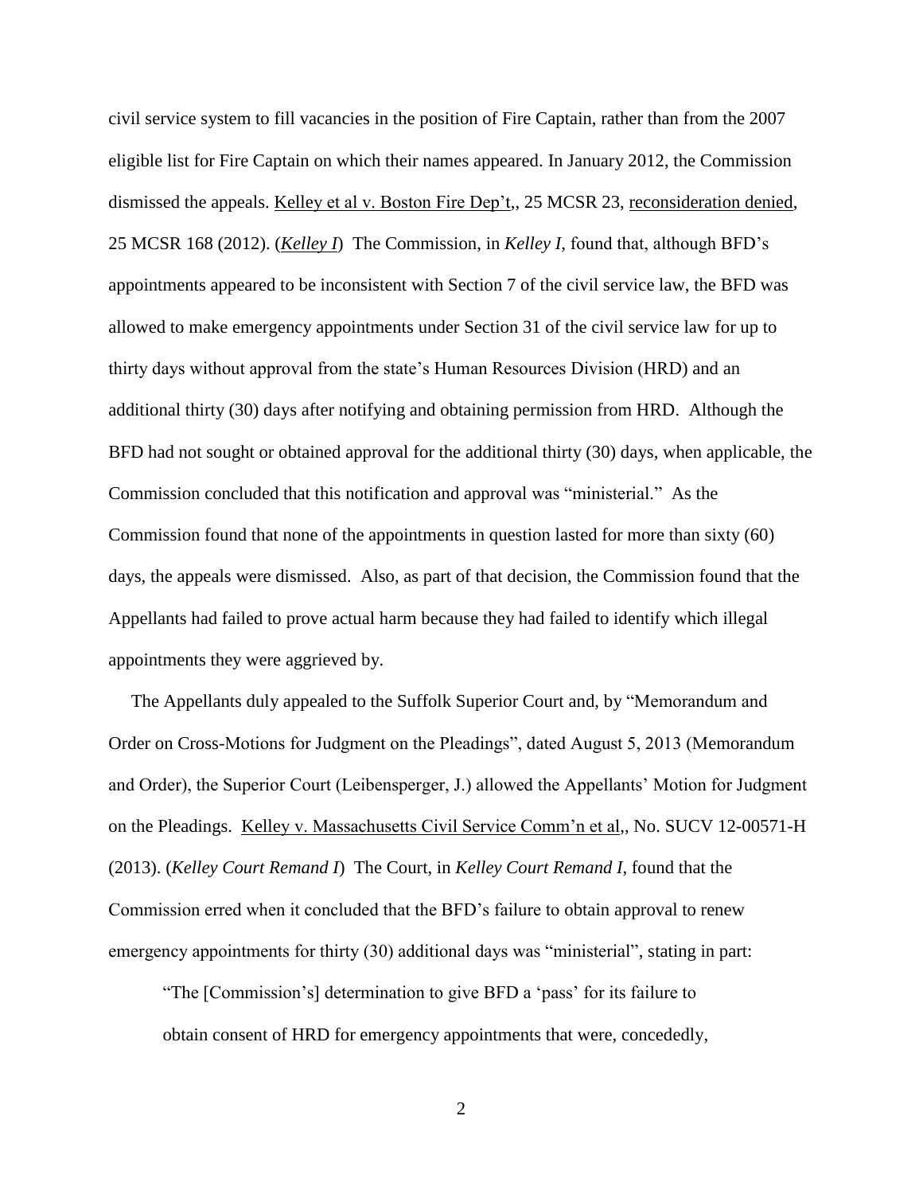civil service system to fill vacancies in the position of Fire Captain, rather than from the 2007 eligible list for Fire Captain on which their names appeared. In January 2012, the Commission dismissed the appeals. Kelley et al v. Boston Fire Dep't,, 25 MCSR 23, reconsideration denied, 25 MCSR 168 (2012). (*Kelley I*) The Commission, in *Kelley I,* found that, although BFD's appointments appeared to be inconsistent with Section 7 of the civil service law, the BFD was allowed to make emergency appointments under Section 31 of the civil service law for up to thirty days without approval from the state's Human Resources Division (HRD) and an additional thirty (30) days after notifying and obtaining permission from HRD. Although the BFD had not sought or obtained approval for the additional thirty (30) days, when applicable, the Commission concluded that this notification and approval was "ministerial." As the Commission found that none of the appointments in question lasted for more than sixty (60) days, the appeals were dismissed. Also, as part of that decision, the Commission found that the Appellants had failed to prove actual harm because they had failed to identify which illegal appointments they were aggrieved by.

The Appellants duly appealed to the Suffolk Superior Court and, by "Memorandum and Order on Cross-Motions for Judgment on the Pleadings", dated August 5, 2013 (Memorandum and Order), the Superior Court (Leibensperger, J.) allowed the Appellants' Motion for Judgment on the Pleadings. Kelley v. Massachusetts Civil Service Comm'n et al,, No. SUCV 12-00571-H (2013). (*Kelley Court Remand I*) The Court, in *Kelley Court Remand I*, found that the Commission erred when it concluded that the BFD's failure to obtain approval to renew emergency appointments for thirty (30) additional days was "ministerial", stating in part:

> "The [Commission's] determination to give BFD a 'pass' for its failure to obtain consent of HRD for emergency appointments that were, concededly,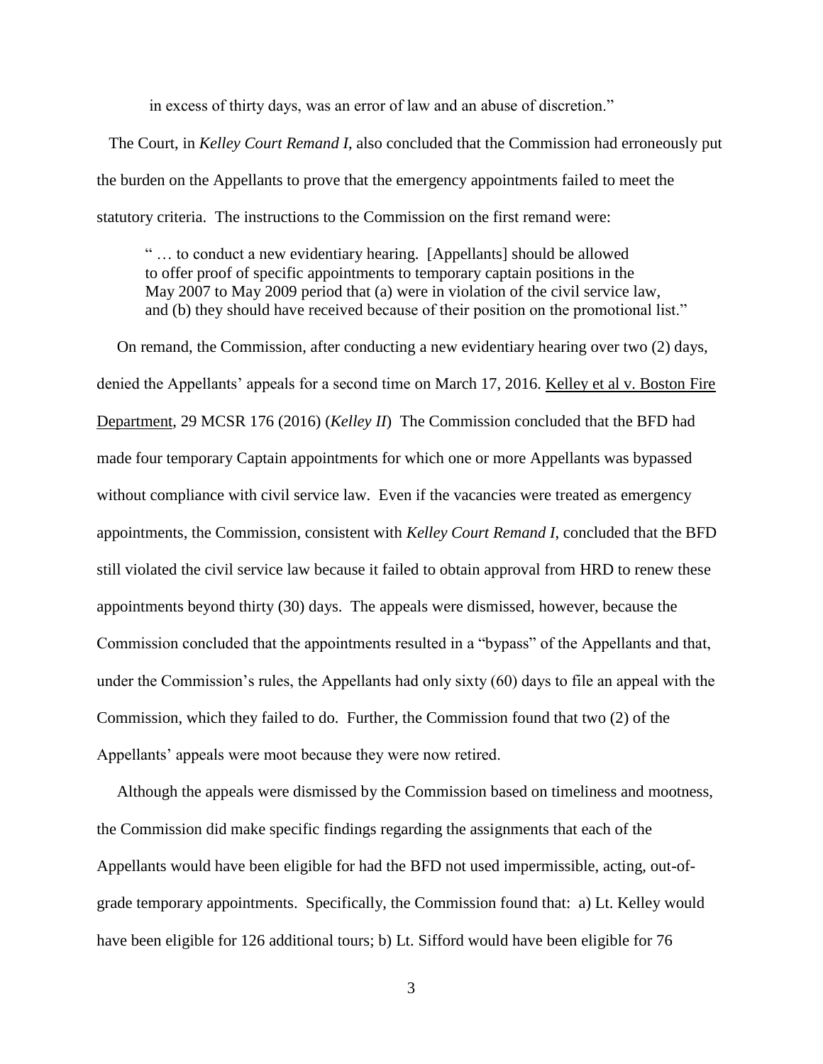in excess of thirty days, was an error of law and an abuse of discretion."

The Court, in *Kelley Court Remand I*, also concluded that the Commission had erroneously put the burden on the Appellants to prove that the emergency appointments failed to meet the statutory criteria. The instructions to the Commission on the first remand were:

> " … to conduct a new evidentiary hearing. [Appellants] should be allowed to offer proof of specific appointments to temporary captain positions in the May 2007 to May 2009 period that (a) were in violation of the civil service law, and (b) they should have received because of their position on the promotional list."

On remand, the Commission, after conducting a new evidentiary hearing over two (2) days, denied the Appellants' appeals for a second time on March 17, 2016. Kelley et al v. Boston Fire Department, 29 MCSR 176 (2016) (*Kelley II*) The Commission concluded that the BFD had made four temporary Captain appointments for which one or more Appellants was bypassed without compliance with civil service law. Even if the vacancies were treated as emergency appointments, the Commission, consistent with *Kelley Court Remand I*, concluded that the BFD still violated the civil service law because it failed to obtain approval from HRD to renew these appointments beyond thirty (30) days. The appeals were dismissed, however, because the Commission concluded that the appointments resulted in a "bypass" of the Appellants and that, under the Commission's rules, the Appellants had only sixty (60) days to file an appeal with the Commission, which they failed to do. Further, the Commission found that two (2) of the Appellants' appeals were moot because they were now retired.

Although the appeals were dismissed by the Commission based on timeliness and mootness, the Commission did make specific findings regarding the assignments that each of the Appellants would have been eligible for had the BFD not used impermissible, acting, out-of-grade temporary appointments. Specifically, the Commission found that: a) Lt. Kelley would have been eligible for 126 additional tours; b) Lt. Sifford would have been eligible for 76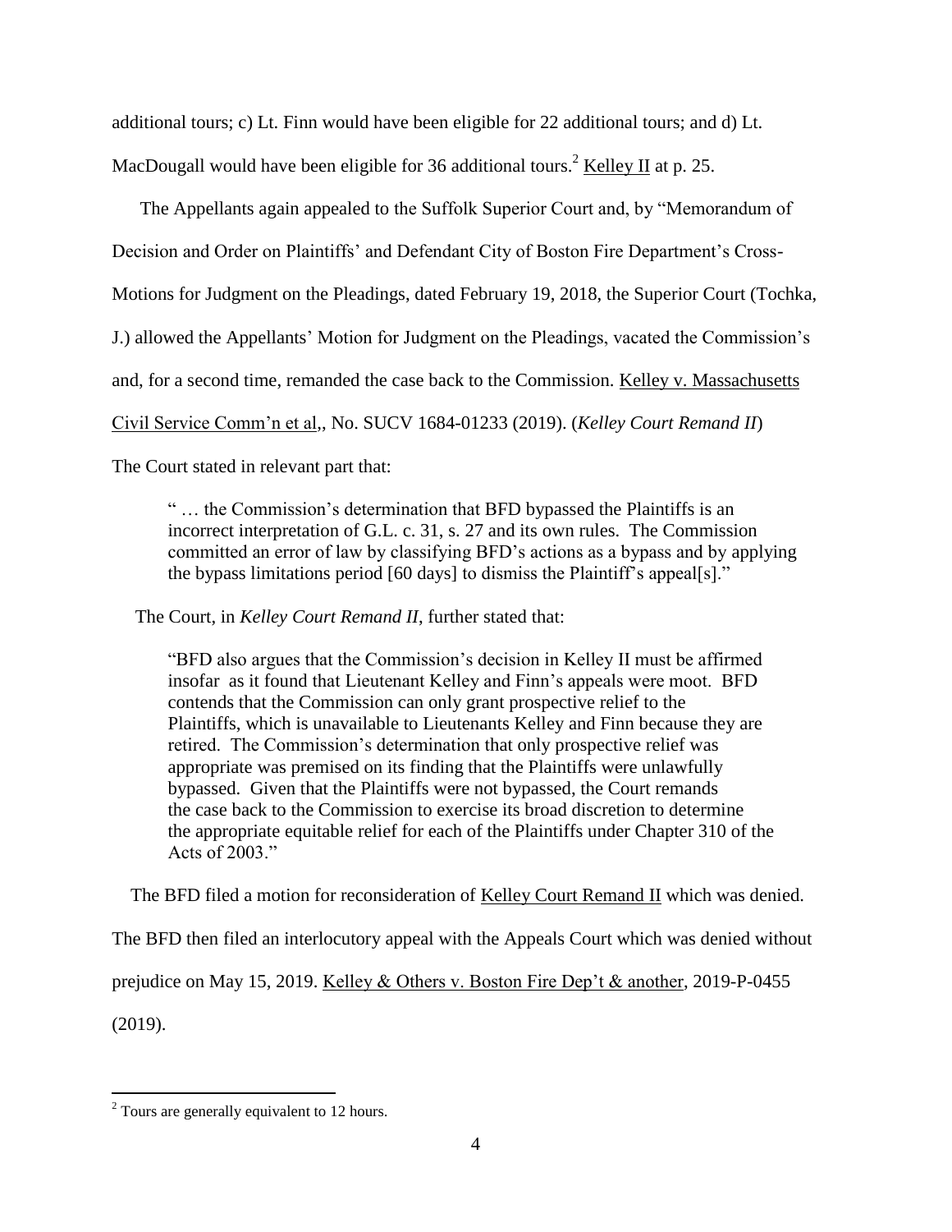additional tours; c) Lt. Finn would have been eligible for 22 additional tours; and d) Lt. MacDougall would have been eligible for 36 additional tours.[2] Kelley II at p. 25.

The Appellants again appealed to the Suffolk Superior Court and, by "Memorandum of Decision and Order on Plaintiffs' and Defendant City of Boston Fire Department's Cross-Motions for Judgment on the Pleadings, dated February 19, 2018, the Superior Court (Tochka, J.) allowed the Appellants' Motion for Judgment on the Pleadings, vacated the Commission's and, for a second time, remanded the case back to the Commission. Kelley v. Massachusetts Civil Service Comm'n et al,, No. SUCV 1684-01233 (2019). (*Kelley Court Remand II*)

The Court stated in relevant part that:

> " … the Commission's determination that BFD bypassed the Plaintiffs is an incorrect interpretation of G.L. c. 31, s. 27 and its own rules. The Commission committed an error of law by classifying BFD's actions as a bypass and by applying the bypass limitations period [60 days] to dismiss the Plaintiff's appeal[s]."

The Court, in *Kelley Court Remand II*, further stated that:

> "BFD also argues that the Commission's decision in Kelley II must be affirmed insofar as it found that Lieutenant Kelley and Finn's appeals were moot. BFD contends that the Commission can only grant prospective relief to the Plaintiffs, which is unavailable to Lieutenants Kelley and Finn because they are retired. The Commission's determination that only prospective relief was appropriate was premised on its finding that the Plaintiffs were unlawfully bypassed. Given that the Plaintiffs were not bypassed, the Court remands the case back to the Commission to exercise its broad discretion to determine the appropriate equitable relief for each of the Plaintiffs under Chapter 310 of the Acts of 2003."

The BFD filed a motion for reconsideration of Kelley Court Remand II which was denied. The BFD then filed an interlocutory appeal with the Appeals Court which was denied without prejudice on May 15, 2019. Kelley & Others v. Boston Fire Dep't & another, 2019-P-0455 (2019).

---

[2] Tours are generally equivalent to 12 hours.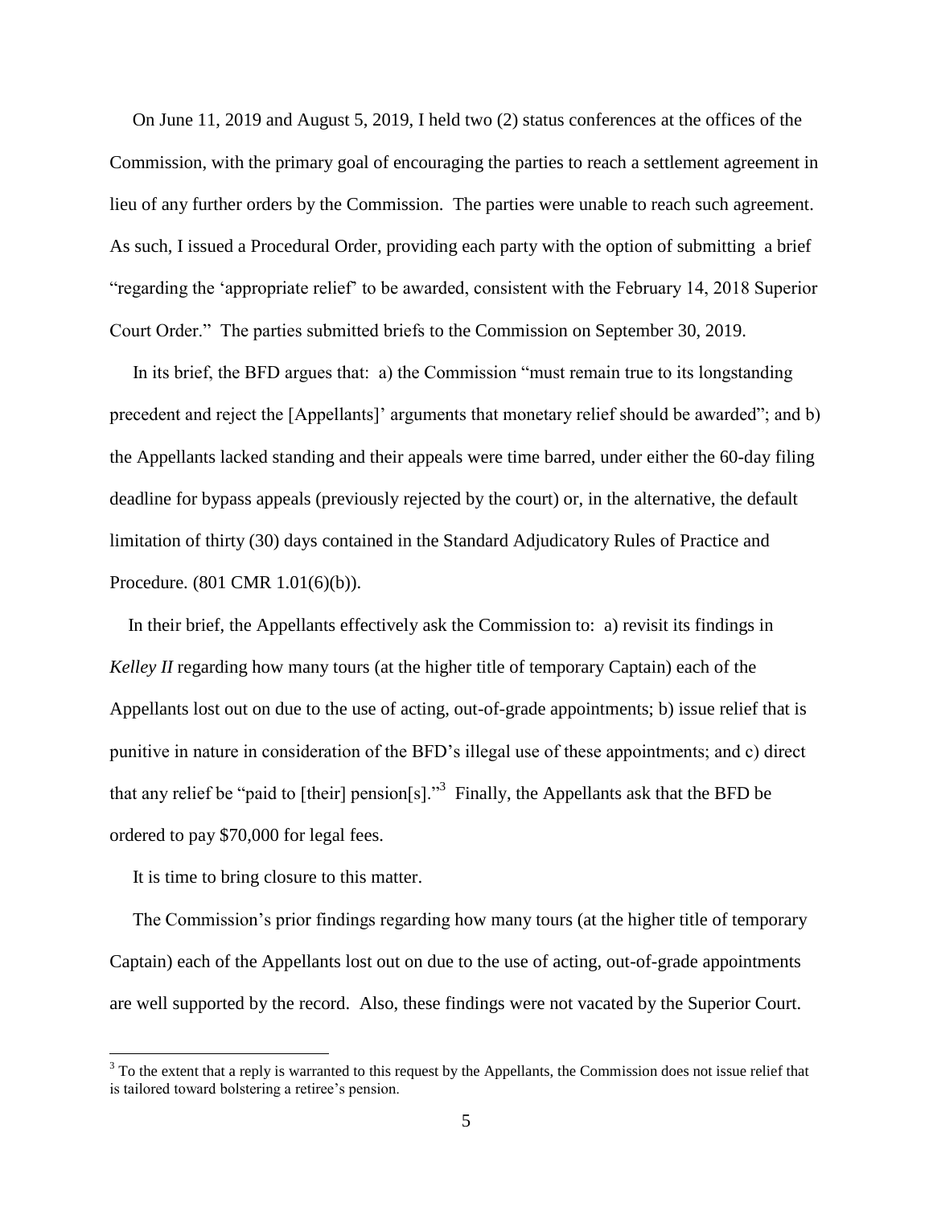On June 11, 2019 and August 5, 2019, I held two (2) status conferences at the offices of the Commission, with the primary goal of encouraging the parties to reach a settlement agreement in lieu of any further orders by the Commission. The parties were unable to reach such agreement. As such, I issued a Procedural Order, providing each party with the option of submitting a brief "regarding the 'appropriate relief' to be awarded, consistent with the February 14, 2018 Superior Court Order." The parties submitted briefs to the Commission on September 30, 2019.

In its brief, the BFD argues that: a) the Commission "must remain true to its longstanding precedent and reject the [Appellants]' arguments that monetary relief should be awarded"; and b) the Appellants lacked standing and their appeals were time barred, under either the 60-day filing deadline for bypass appeals (previously rejected by the court) or, in the alternative, the default limitation of thirty (30) days contained in the Standard Adjudicatory Rules of Practice and Procedure. (801 CMR 1.01(6)(b)).

In their brief, the Appellants effectively ask the Commission to: a) revisit its findings in *Kelley II* regarding how many tours (at the higher title of temporary Captain) each of the Appellants lost out on due to the use of acting, out-of-grade appointments; b) issue relief that is punitive in nature in consideration of the BFD's illegal use of these appointments; and c) direct that any relief be "paid to [their] pension[s]."[3] Finally, the Appellants ask that the BFD be ordered to pay $70,000 for legal fees.

It is time to bring closure to this matter.

The Commission's prior findings regarding how many tours (at the higher title of temporary Captain) each of the Appellants lost out on due to the use of acting, out-of-grade appointments are well supported by the record. Also, these findings were not vacated by the Superior Court.

[3] To the extent that a reply is warranted to this request by the Appellants, the Commission does not issue relief that is tailored toward bolstering a retiree's pension.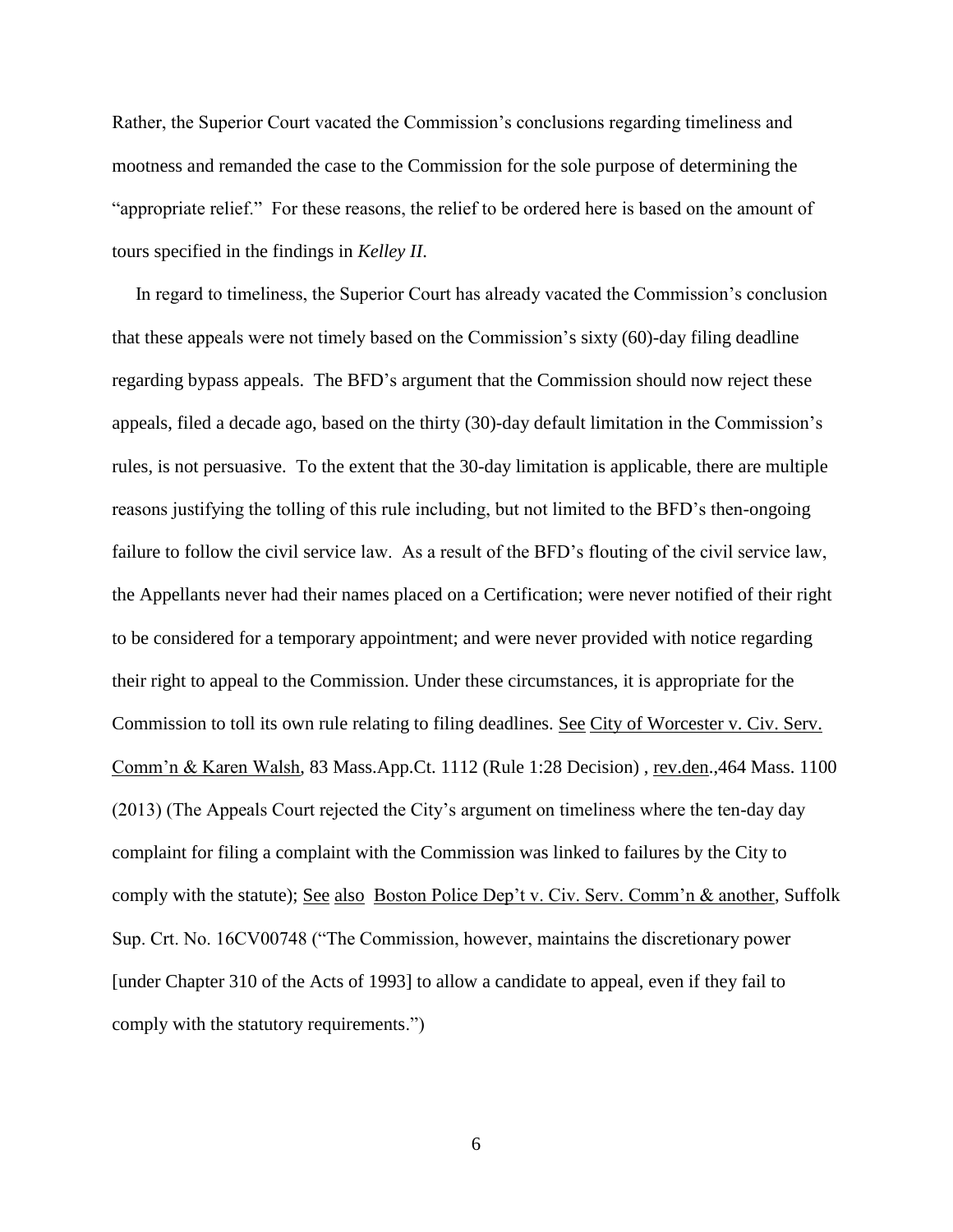Rather, the Superior Court vacated the Commission's conclusions regarding timeliness and mootness and remanded the case to the Commission for the sole purpose of determining the "appropriate relief." For these reasons, the relief to be ordered here is based on the amount of tours specified in the findings in *Kelley II*.

In regard to timeliness, the Superior Court has already vacated the Commission's conclusion that these appeals were not timely based on the Commission's sixty (60)-day filing deadline regarding bypass appeals. The BFD's argument that the Commission should now reject these appeals, filed a decade ago, based on the thirty (30)-day default limitation in the Commission's rules, is not persuasive. To the extent that the 30-day limitation is applicable, there are multiple reasons justifying the tolling of this rule including, but not limited to the BFD's then-ongoing failure to follow the civil service law. As a result of the BFD's flouting of the civil service law, the Appellants never had their names placed on a Certification; were never notified of their right to be considered for a temporary appointment; and were never provided with notice regarding their right to appeal to the Commission. Under these circumstances, it is appropriate for the Commission to toll its own rule relating to filing deadlines. See City of Worcester v. Civ. Serv. Comm'n & Karen Walsh, 83 Mass.App.Ct. 1112 (Rule 1:28 Decision) , rev.den.,464 Mass. 1100 (2013) (The Appeals Court rejected the City's argument on timeliness where the ten-day day complaint for filing a complaint with the Commission was linked to failures by the City to comply with the statute); See also Boston Police Dep't v. Civ. Serv. Comm'n & another, Suffolk Sup. Crt. No. 16CV00748 ("The Commission, however, maintains the discretionary power [under Chapter 310 of the Acts of 1993] to allow a candidate to appeal, even if they fail to comply with the statutory requirements.")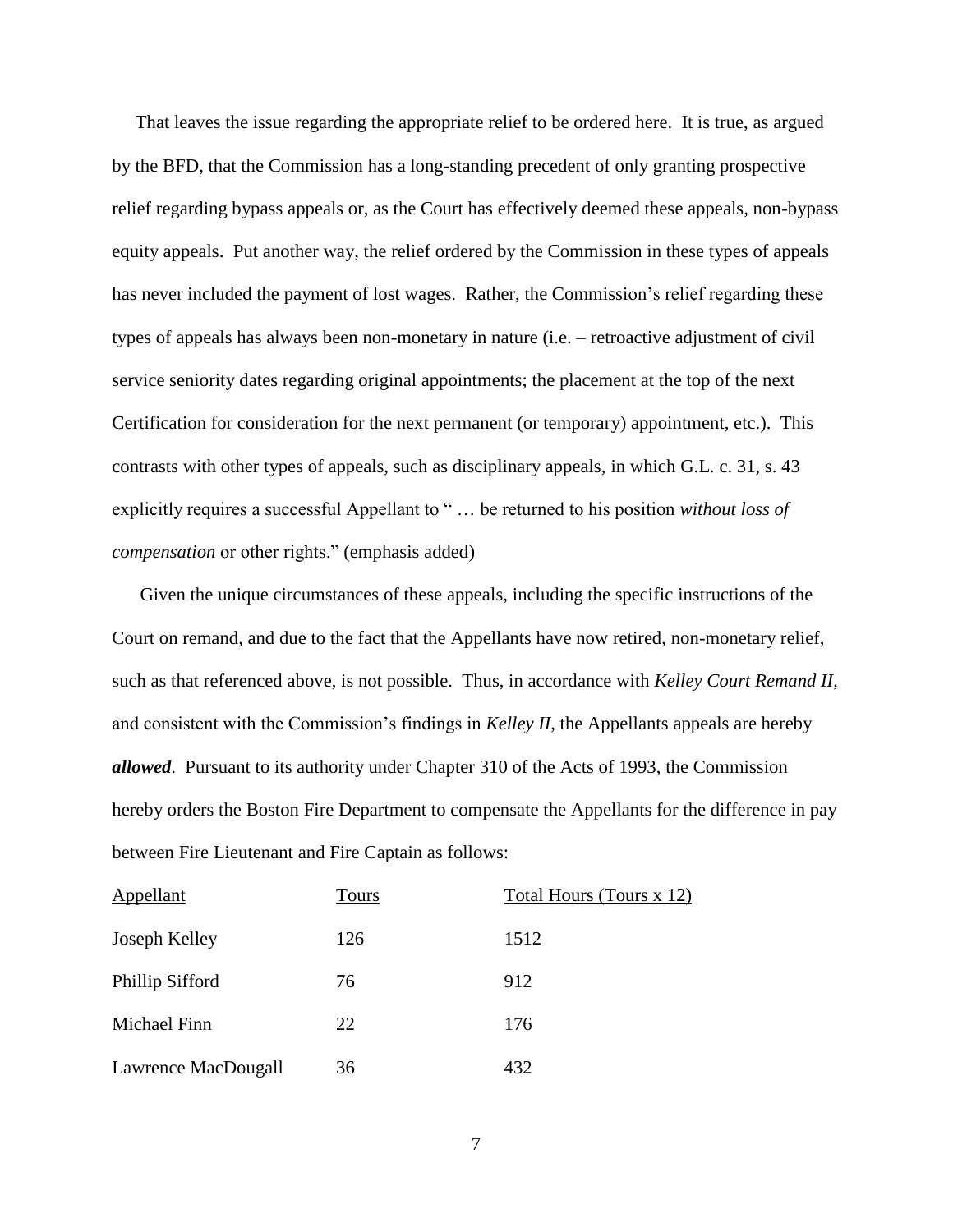That leaves the issue regarding the appropriate relief to be ordered here. It is true, as argued by the BFD, that the Commission has a long-standing precedent of only granting prospective relief regarding bypass appeals or, as the Court has effectively deemed these appeals, non-bypass equity appeals. Put another way, the relief ordered by the Commission in these types of appeals has never included the payment of lost wages. Rather, the Commission's relief regarding these types of appeals has always been non-monetary in nature (i.e. – retroactive adjustment of civil service seniority dates regarding original appointments; the placement at the top of the next Certification for consideration for the next permanent (or temporary) appointment, etc.). This contrasts with other types of appeals, such as disciplinary appeals, in which G.L. c. 31, s. 43 explicitly requires a successful Appellant to " … be returned to his position *without loss of compensation* or other rights." (emphasis added)

Given the unique circumstances of these appeals, including the specific instructions of the Court on remand, and due to the fact that the Appellants have now retired, non-monetary relief, such as that referenced above, is not possible. Thus, in accordance with *Kelley Court Remand II*, and consistent with the Commission's findings in *Kelley II*, the Appellants appeals are hereby ***allowed***. Pursuant to its authority under Chapter 310 of the Acts of 1993, the Commission hereby orders the Boston Fire Department to compensate the Appellants for the difference in pay between Fire Lieutenant and Fire Captain as follows:

| Appellant | Tours | Total Hours (Tours x 12) |
|---|---|---|
| Joseph Kelley | 126 | 1512 |
| Phillip Sifford | 76 | 912 |
| Michael Finn | 22 | 176 |
| Lawrence MacDougall | 36 | 432 |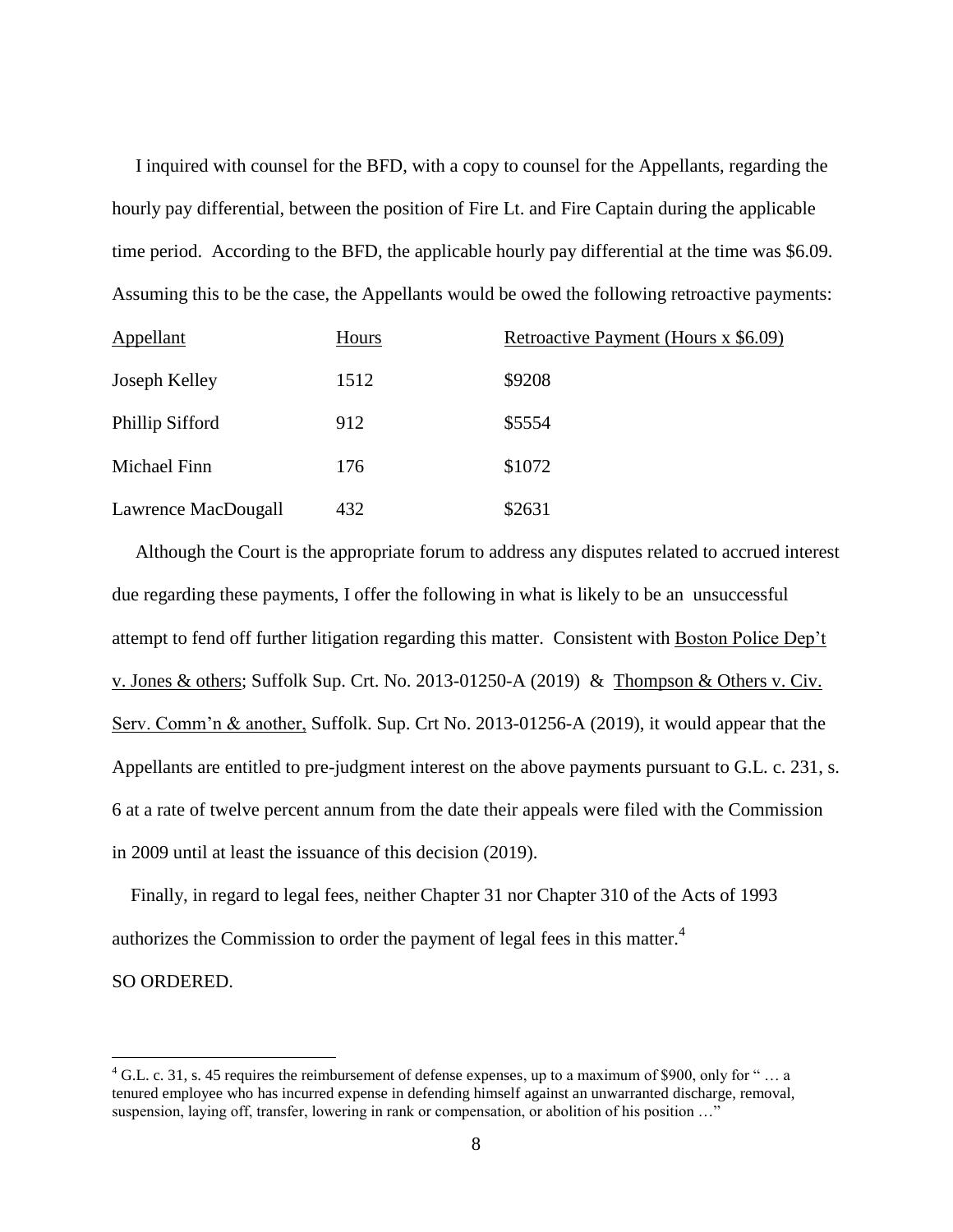I inquired with counsel for the BFD, with a copy to counsel for the Appellants, regarding the hourly pay differential, between the position of Fire Lt. and Fire Captain during the applicable time period. According to the BFD, the applicable hourly pay differential at the time was $6.09. Assuming this to be the case, the Appellants would be owed the following retroactive payments:

| Appellant | Hours | Retroactive Payment (Hours x $6.09) |
|---|---|---|
| Joseph Kelley | 1512 | $9208 |
| Phillip Sifford | 912 | $5554 |
| Michael Finn | 176 | $1072 |
| Lawrence MacDougall | 432 | $2631 |

Although the Court is the appropriate forum to address any disputes related to accrued interest due regarding these payments, I offer the following in what is likely to be an unsuccessful attempt to fend off further litigation regarding this matter. Consistent with Boston Police Dep't v. Jones & others; Suffolk Sup. Crt. No. 2013-01250-A (2019) & Thompson & Others v. Civ. Serv. Comm'n & another, Suffolk. Sup. Crt No. 2013-01256-A (2019), it would appear that the Appellants are entitled to pre-judgment interest on the above payments pursuant to G.L. c. 231, s. 6 at a rate of twelve percent annum from the date their appeals were filed with the Commission in 2009 until at least the issuance of this decision (2019).

Finally, in regard to legal fees, neither Chapter 31 nor Chapter 310 of the Acts of 1993 authorizes the Commission to order the payment of legal fees in this matter.[4]

SO ORDERED.

[4] G.L. c. 31, s. 45 requires the reimbursement of defense expenses, up to a maximum of $900, only for " … a tenured employee who has incurred expense in defending himself against an unwarranted discharge, removal, suspension, laying off, transfer, lowering in rank or compensation, or abolition of his position …"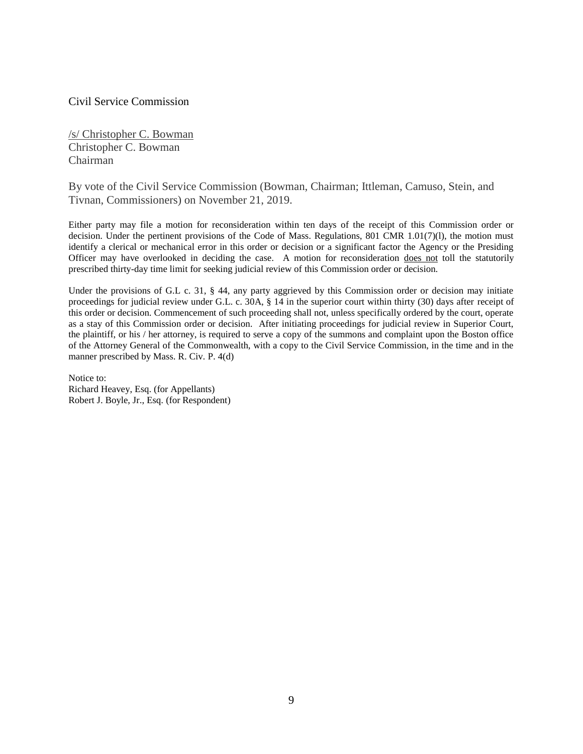Civil Service Commission

/s/ Christopher C. Bowman
Christopher C. Bowman
Chairman

By vote of the Civil Service Commission (Bowman, Chairman; Ittleman, Camuso, Stein, and Tivnan, Commissioners) on November 21, 2019.

Either party may file a motion for reconsideration within ten days of the receipt of this Commission order or decision. Under the pertinent provisions of the Code of Mass. Regulations, 801 CMR 1.01(7)(l), the motion must identify a clerical or mechanical error in this order or decision or a significant factor the Agency or the Presiding Officer may have overlooked in deciding the case. A motion for reconsideration does not toll the statutorily prescribed thirty-day time limit for seeking judicial review of this Commission order or decision.

Under the provisions of G.L c. 31, § 44, any party aggrieved by this Commission order or decision may initiate proceedings for judicial review under G.L. c. 30A, § 14 in the superior court within thirty (30) days after receipt of this order or decision. Commencement of such proceeding shall not, unless specifically ordered by the court, operate as a stay of this Commission order or decision. After initiating proceedings for judicial review in Superior Court, the plaintiff, or his / her attorney, is required to serve a copy of the summons and complaint upon the Boston office of the Attorney General of the Commonwealth, with a copy to the Civil Service Commission, in the time and in the manner prescribed by Mass. R. Civ. P. 4(d)

Notice to:
Richard Heavey, Esq. (for Appellants)
Robert J. Boyle, Jr., Esq. (for Respondent)